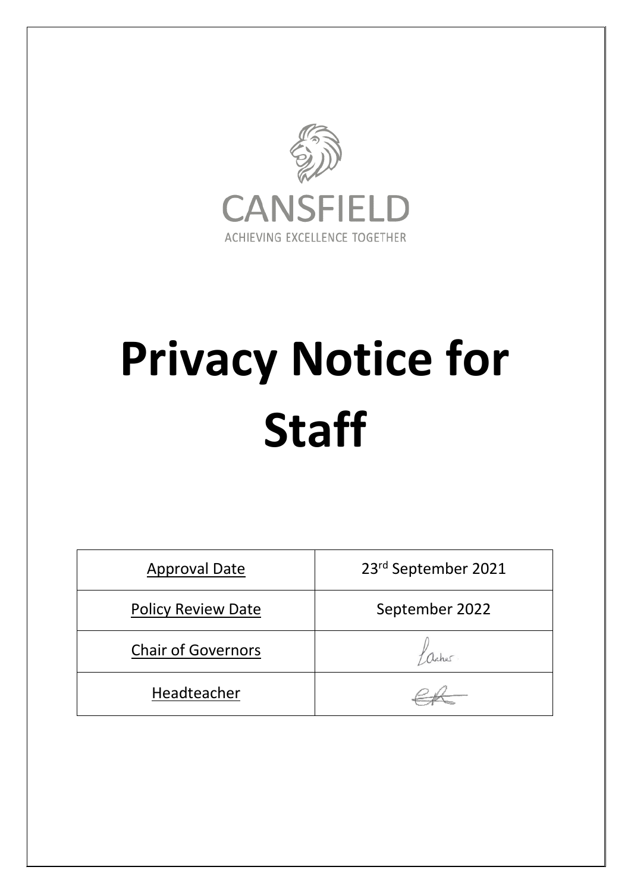CANSFIELD

ACHIEVING EXCELLENCE TOGETHER

# Privacy Notice for Staff

| Approval Date | 23rd September 2021 |
|---|---|
| Policy Review Date | September 2022 |
| Chair of Governors | |
| Headteacher | |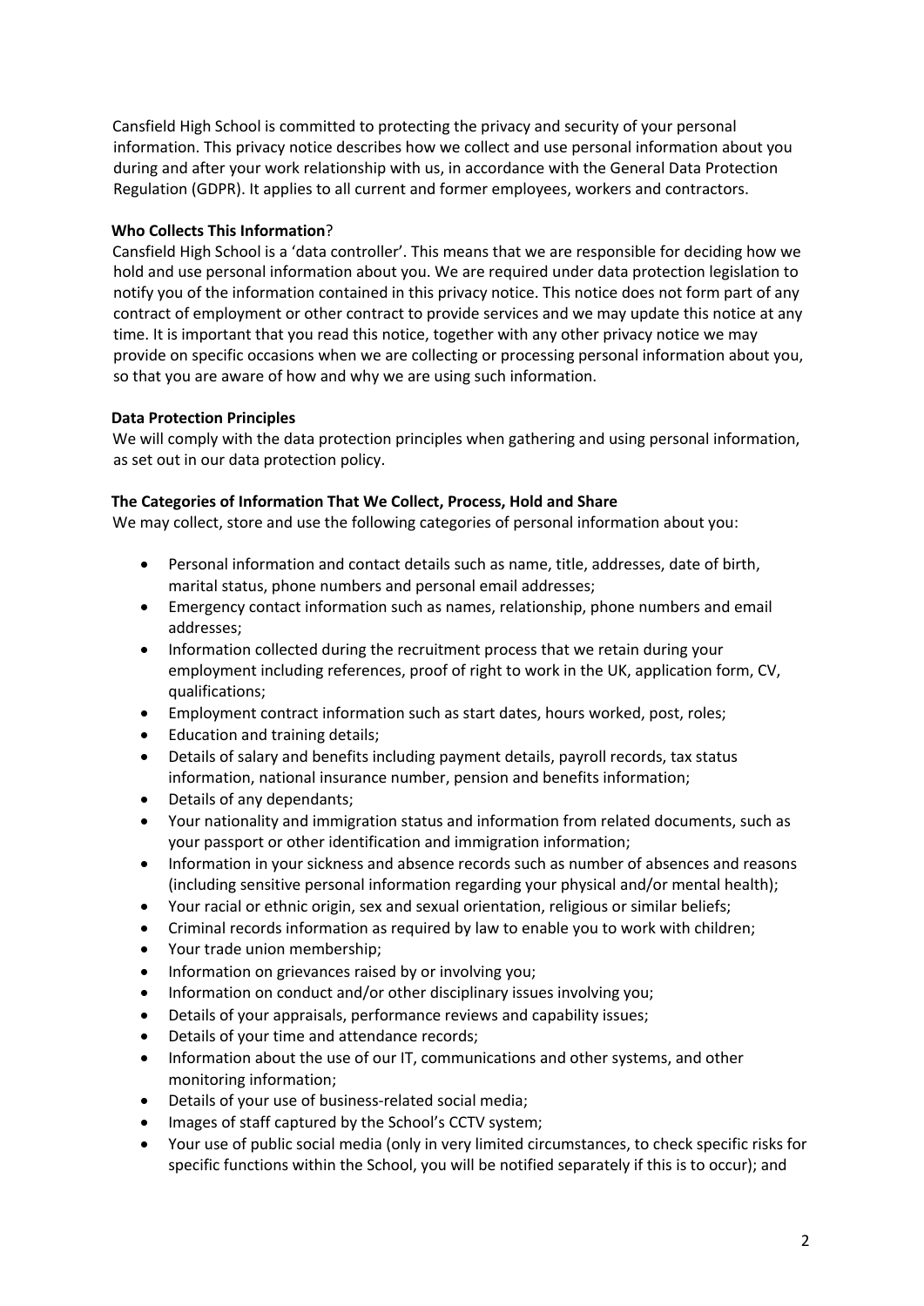Cansfield High School is committed to protecting the privacy and security of your personal information. This privacy notice describes how we collect and use personal information about you during and after your work relationship with us, in accordance with the General Data Protection Regulation (GDPR). It applies to all current and former employees, workers and contractors.

**Who Collects This Information**?

Cansfield High School is a 'data controller'. This means that we are responsible for deciding how we hold and use personal information about you. We are required under data protection legislation to notify you of the information contained in this privacy notice. This notice does not form part of any contract of employment or other contract to provide services and we may update this notice at any time. It is important that you read this notice, together with any other privacy notice we may provide on specific occasions when we are collecting or processing personal information about you, so that you are aware of how and why we are using such information.

**Data Protection Principles**

We will comply with the data protection principles when gathering and using personal information, as set out in our data protection policy.

**The Categories of Information That We Collect, Process, Hold and Share**

We may collect, store and use the following categories of personal information about you:

- Personal information and contact details such as name, title, addresses, date of birth, marital status, phone numbers and personal email addresses;
- Emergency contact information such as names, relationship, phone numbers and email addresses;
- Information collected during the recruitment process that we retain during your employment including references, proof of right to work in the UK, application form, CV, qualifications;
- Employment contract information such as start dates, hours worked, post, roles;
- Education and training details;
- Details of salary and benefits including payment details, payroll records, tax status information, national insurance number, pension and benefits information;
- Details of any dependants;
- Your nationality and immigration status and information from related documents, such as your passport or other identification and immigration information;
- Information in your sickness and absence records such as number of absences and reasons (including sensitive personal information regarding your physical and/or mental health);
- Your racial or ethnic origin, sex and sexual orientation, religious or similar beliefs;
- Criminal records information as required by law to enable you to work with children;
- Your trade union membership;
- Information on grievances raised by or involving you;
- Information on conduct and/or other disciplinary issues involving you;
- Details of your appraisals, performance reviews and capability issues;
- Details of your time and attendance records;
- Information about the use of our IT, communications and other systems, and other monitoring information;
- Details of your use of business-related social media;
- Images of staff captured by the School's CCTV system;
- Your use of public social media (only in very limited circumstances, to check specific risks for specific functions within the School, you will be notified separately if this is to occur); and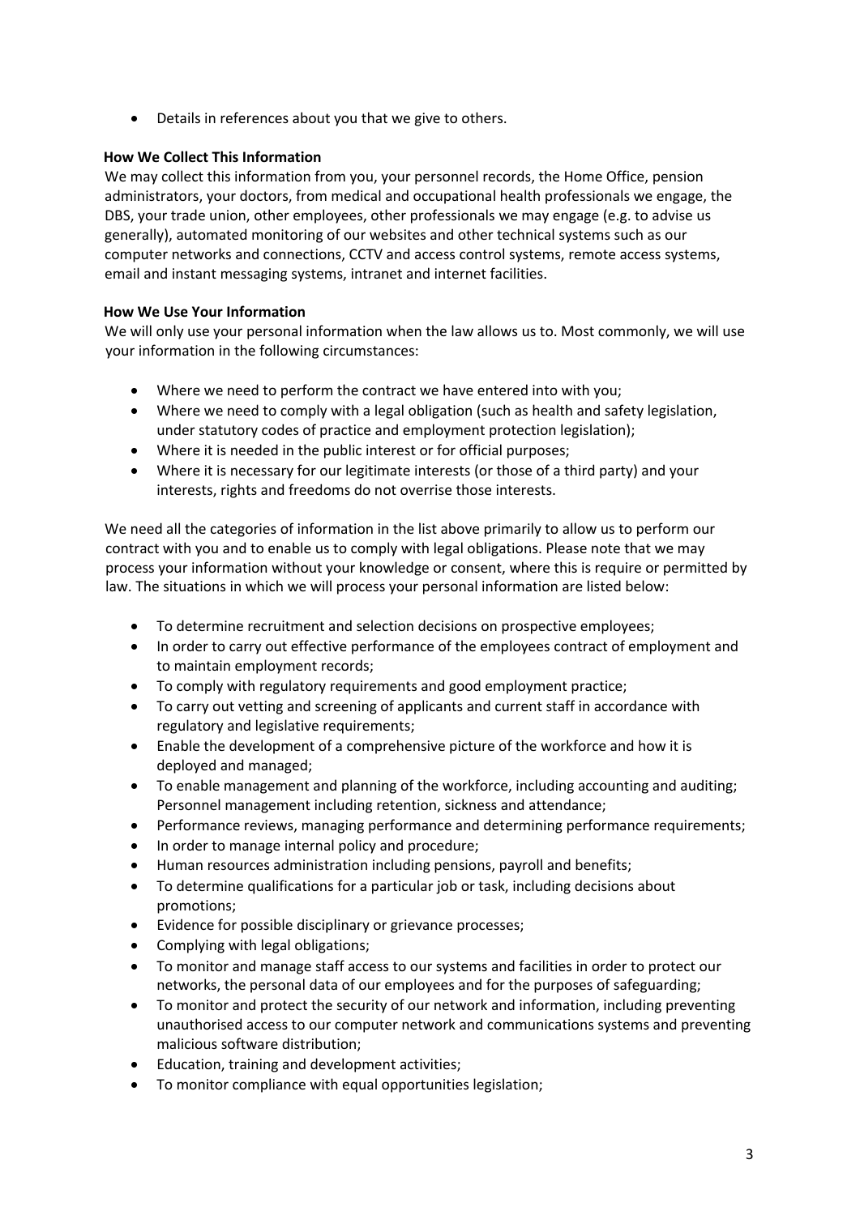- Details in references about you that we give to others.

**How We Collect This Information**

We may collect this information from you, your personnel records, the Home Office, pension administrators, your doctors, from medical and occupational health professionals we engage, the DBS, your trade union, other employees, other professionals we may engage (e.g. to advise us generally), automated monitoring of our websites and other technical systems such as our computer networks and connections, CCTV and access control systems, remote access systems, email and instant messaging systems, intranet and internet facilities.

**How We Use Your Information**

We will only use your personal information when the law allows us to. Most commonly, we will use your information in the following circumstances:

- Where we need to perform the contract we have entered into with you;
- Where we need to comply with a legal obligation (such as health and safety legislation, under statutory codes of practice and employment protection legislation);
- Where it is needed in the public interest or for official purposes;
- Where it is necessary for our legitimate interests (or those of a third party) and your interests, rights and freedoms do not overrise those interests.

We need all the categories of information in the list above primarily to allow us to perform our contract with you and to enable us to comply with legal obligations. Please note that we may process your information without your knowledge or consent, where this is require or permitted by law. The situations in which we will process your personal information are listed below:

- To determine recruitment and selection decisions on prospective employees;
- In order to carry out effective performance of the employees contract of employment and to maintain employment records;
- To comply with regulatory requirements and good employment practice;
- To carry out vetting and screening of applicants and current staff in accordance with regulatory and legislative requirements;
- Enable the development of a comprehensive picture of the workforce and how it is deployed and managed;
- To enable management and planning of the workforce, including accounting and auditing; Personnel management including retention, sickness and attendance;
- Performance reviews, managing performance and determining performance requirements;
- In order to manage internal policy and procedure;
- Human resources administration including pensions, payroll and benefits;
- To determine qualifications for a particular job or task, including decisions about promotions;
- Evidence for possible disciplinary or grievance processes;
- Complying with legal obligations;
- To monitor and manage staff access to our systems and facilities in order to protect our networks, the personal data of our employees and for the purposes of safeguarding;
- To monitor and protect the security of our network and information, including preventing unauthorised access to our computer network and communications systems and preventing malicious software distribution;
- Education, training and development activities;
- To monitor compliance with equal opportunities legislation;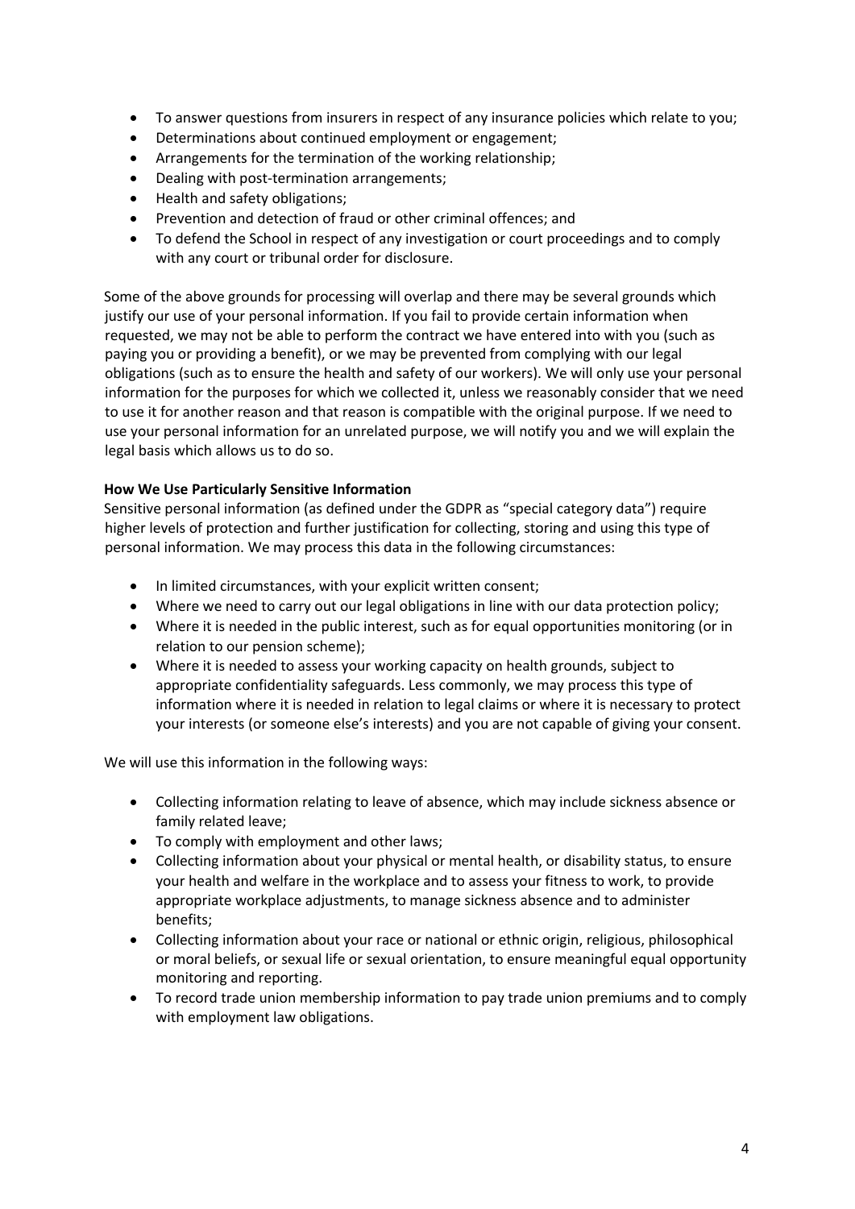- To answer questions from insurers in respect of any insurance policies which relate to you;
- Determinations about continued employment or engagement;
- Arrangements for the termination of the working relationship;
- Dealing with post-termination arrangements;
- Health and safety obligations;
- Prevention and detection of fraud or other criminal offences; and
- To defend the School in respect of any investigation or court proceedings and to comply with any court or tribunal order for disclosure.

Some of the above grounds for processing will overlap and there may be several grounds which justify our use of your personal information. If you fail to provide certain information when requested, we may not be able to perform the contract we have entered into with you (such as paying you or providing a benefit), or we may be prevented from complying with our legal obligations (such as to ensure the health and safety of our workers). We will only use your personal information for the purposes for which we collected it, unless we reasonably consider that we need to use it for another reason and that reason is compatible with the original purpose. If we need to use your personal information for an unrelated purpose, we will notify you and we will explain the legal basis which allows us to do so.

**How We Use Particularly Sensitive Information**

Sensitive personal information (as defined under the GDPR as "special category data") require higher levels of protection and further justification for collecting, storing and using this type of personal information. We may process this data in the following circumstances:

- In limited circumstances, with your explicit written consent;
- Where we need to carry out our legal obligations in line with our data protection policy;
- Where it is needed in the public interest, such as for equal opportunities monitoring (or in relation to our pension scheme);
- Where it is needed to assess your working capacity on health grounds, subject to appropriate confidentiality safeguards. Less commonly, we may process this type of information where it is needed in relation to legal claims or where it is necessary to protect your interests (or someone else's interests) and you are not capable of giving your consent.

We will use this information in the following ways:

- Collecting information relating to leave of absence, which may include sickness absence or family related leave;
- To comply with employment and other laws;
- Collecting information about your physical or mental health, or disability status, to ensure your health and welfare in the workplace and to assess your fitness to work, to provide appropriate workplace adjustments, to manage sickness absence and to administer benefits;
- Collecting information about your race or national or ethnic origin, religious, philosophical or moral beliefs, or sexual life or sexual orientation, to ensure meaningful equal opportunity monitoring and reporting.
- To record trade union membership information to pay trade union premiums and to comply with employment law obligations.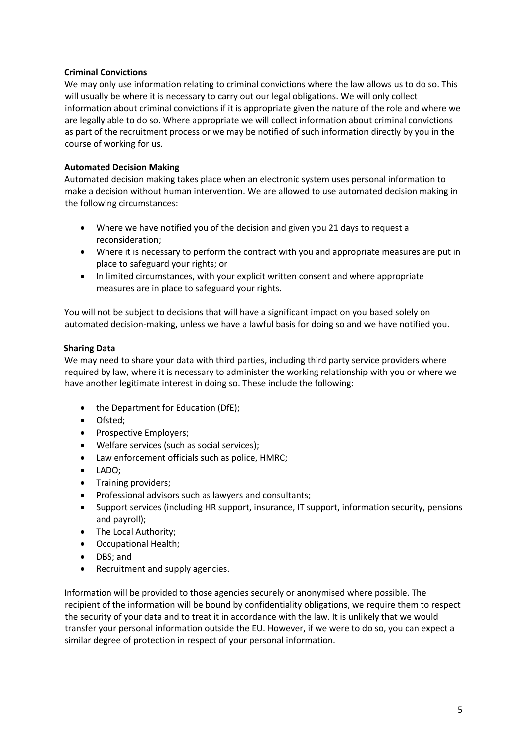**Criminal Convictions**

We may only use information relating to criminal convictions where the law allows us to do so. This will usually be where it is necessary to carry out our legal obligations. We will only collect information about criminal convictions if it is appropriate given the nature of the role and where we are legally able to do so. Where appropriate we will collect information about criminal convictions as part of the recruitment process or we may be notified of such information directly by you in the course of working for us.

**Automated Decision Making**

Automated decision making takes place when an electronic system uses personal information to make a decision without human intervention. We are allowed to use automated decision making in the following circumstances:

- Where we have notified you of the decision and given you 21 days to request a reconsideration;
- Where it is necessary to perform the contract with you and appropriate measures are put in place to safeguard your rights; or
- In limited circumstances, with your explicit written consent and where appropriate measures are in place to safeguard your rights.

You will not be subject to decisions that will have a significant impact on you based solely on automated decision-making, unless we have a lawful basis for doing so and we have notified you.

**Sharing Data**

We may need to share your data with third parties, including third party service providers where required by law, where it is necessary to administer the working relationship with you or where we have another legitimate interest in doing so. These include the following:

- the Department for Education (DfE);
- Ofsted;
- Prospective Employers;
- Welfare services (such as social services);
- Law enforcement officials such as police, HMRC;
- LADO;
- Training providers;
- Professional advisors such as lawyers and consultants;
- Support services (including HR support, insurance, IT support, information security, pensions and payroll);
- The Local Authority;
- Occupational Health;
- DBS; and
- Recruitment and supply agencies.

Information will be provided to those agencies securely or anonymised where possible. The recipient of the information will be bound by confidentiality obligations, we require them to respect the security of your data and to treat it in accordance with the law. It is unlikely that we would transfer your personal information outside the EU. However, if we were to do so, you can expect a similar degree of protection in respect of your personal information.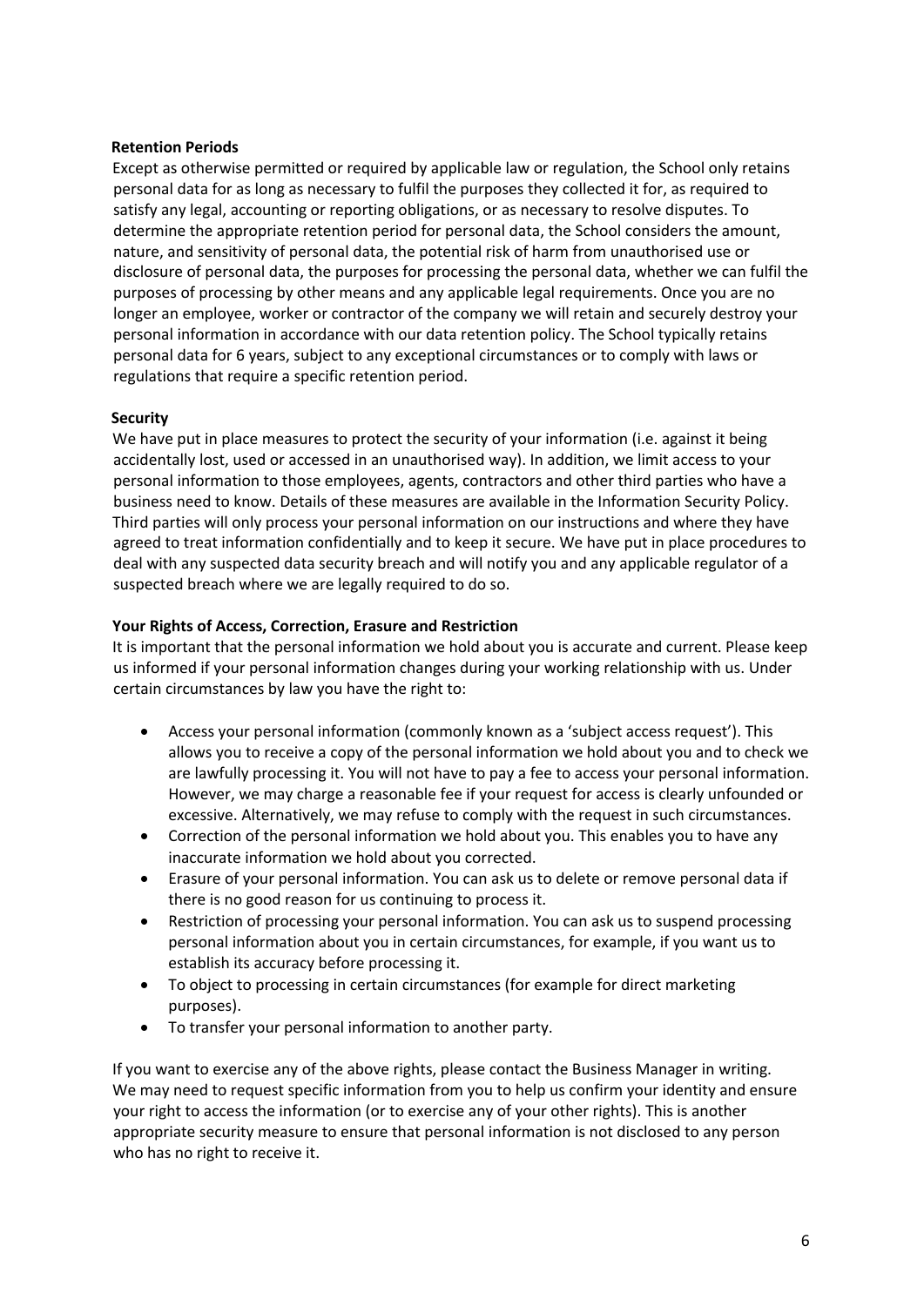**Retention Periods**

Except as otherwise permitted or required by applicable law or regulation, the School only retains personal data for as long as necessary to fulfil the purposes they collected it for, as required to satisfy any legal, accounting or reporting obligations, or as necessary to resolve disputes. To determine the appropriate retention period for personal data, the School considers the amount, nature, and sensitivity of personal data, the potential risk of harm from unauthorised use or disclosure of personal data, the purposes for processing the personal data, whether we can fulfil the purposes of processing by other means and any applicable legal requirements. Once you are no longer an employee, worker or contractor of the company we will retain and securely destroy your personal information in accordance with our data retention policy. The School typically retains personal data for 6 years, subject to any exceptional circumstances or to comply with laws or regulations that require a specific retention period.

**Security**

We have put in place measures to protect the security of your information (i.e. against it being accidentally lost, used or accessed in an unauthorised way). In addition, we limit access to your personal information to those employees, agents, contractors and other third parties who have a business need to know. Details of these measures are available in the Information Security Policy. Third parties will only process your personal information on our instructions and where they have agreed to treat information confidentially and to keep it secure. We have put in place procedures to deal with any suspected data security breach and will notify you and any applicable regulator of a suspected breach where we are legally required to do so.

**Your Rights of Access, Correction, Erasure and Restriction**

It is important that the personal information we hold about you is accurate and current. Please keep us informed if your personal information changes during your working relationship with us. Under certain circumstances by law you have the right to:

- Access your personal information (commonly known as a 'subject access request'). This allows you to receive a copy of the personal information we hold about you and to check we are lawfully processing it. You will not have to pay a fee to access your personal information. However, we may charge a reasonable fee if your request for access is clearly unfounded or excessive. Alternatively, we may refuse to comply with the request in such circumstances.
- Correction of the personal information we hold about you. This enables you to have any inaccurate information we hold about you corrected.
- Erasure of your personal information. You can ask us to delete or remove personal data if there is no good reason for us continuing to process it.
- Restriction of processing your personal information. You can ask us to suspend processing personal information about you in certain circumstances, for example, if you want us to establish its accuracy before processing it.
- To object to processing in certain circumstances (for example for direct marketing purposes).
- To transfer your personal information to another party.

If you want to exercise any of the above rights, please contact the Business Manager in writing. We may need to request specific information from you to help us confirm your identity and ensure your right to access the information (or to exercise any of your other rights). This is another appropriate security measure to ensure that personal information is not disclosed to any person who has no right to receive it.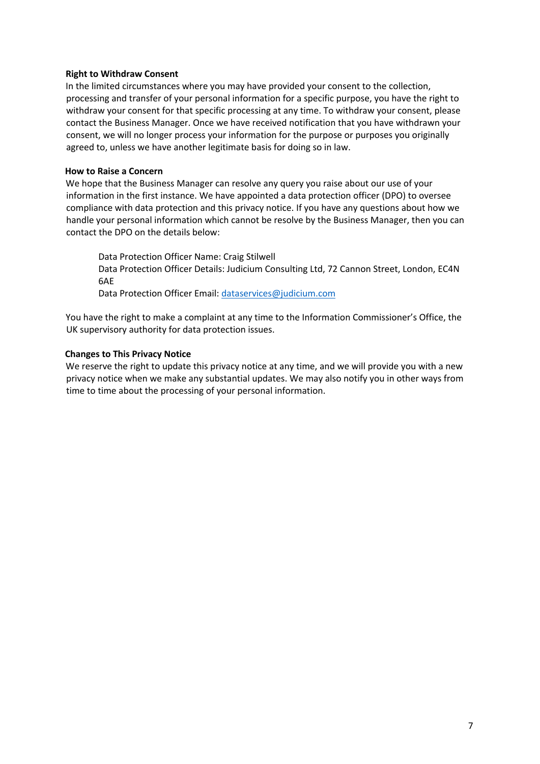**Right to Withdraw Consent**

In the limited circumstances where you may have provided your consent to the collection, processing and transfer of your personal information for a specific purpose, you have the right to withdraw your consent for that specific processing at any time. To withdraw your consent, please contact the Business Manager. Once we have received notification that you have withdrawn your consent, we will no longer process your information for the purpose or purposes you originally agreed to, unless we have another legitimate basis for doing so in law.

**How to Raise a Concern**

We hope that the Business Manager can resolve any query you raise about our use of your information in the first instance. We have appointed a data protection officer (DPO) to oversee compliance with data protection and this privacy notice. If you have any questions about how we handle your personal information which cannot be resolve by the Business Manager, then you can contact the DPO on the details below:

> Data Protection Officer Name: Craig Stilwell
> Data Protection Officer Details: Judicium Consulting Ltd, 72 Cannon Street, London, EC4N 6AE
> Data Protection Officer Email: dataservices@judicium.com

You have the right to make a complaint at any time to the Information Commissioner's Office, the UK supervisory authority for data protection issues.

**Changes to This Privacy Notice**

We reserve the right to update this privacy notice at any time, and we will provide you with a new privacy notice when we make any substantial updates. We may also notify you in other ways from time to time about the processing of your personal information.